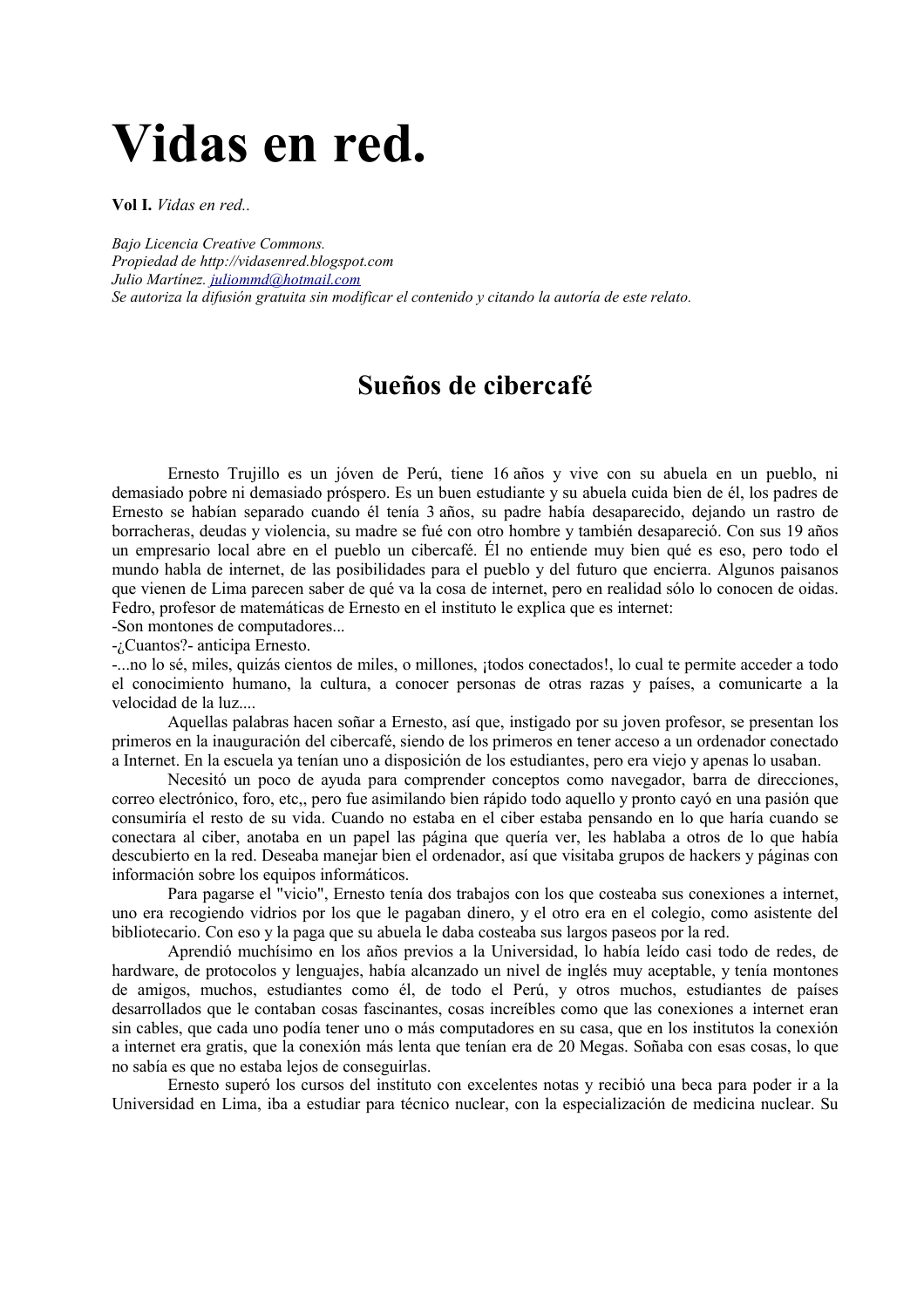# Vidas en red.

**Vol I.** *Vidas en red..*

*Bajo Licencia Creative Commons.*
*Propiedad de http://vidasenred.blogspot.com*
*Julio Martínez. [juliommd@hotmail.com](mailto:juliommd@hotmail.com)*
*Se autoriza la difusión gratuita sin modificar el contenido y citando la autoría de este relato.*

## Sueños de cibercafé

Ernesto Trujillo es un jóven de Perú, tiene 16 años y vive con su abuela en un pueblo, ni demasiado pobre ni demasiado próspero. Es un buen estudiante y su abuela cuida bien de él, los padres de Ernesto se habían separado cuando él tenía 3 años, su padre había desaparecido, dejando un rastro de borracheras, deudas y violencia, su madre se fué con otro hombre y también desapareció. Con sus 19 años un empresario local abre en el pueblo un cibercafé. Él no entiende muy bien qué es eso, pero todo el mundo habla de internet, de las posibilidades para el pueblo y del futuro que encierra. Algunos paisanos que vienen de Lima parecen saber de qué va la cosa de internet, pero en realidad sólo lo conocen de oidas. Fedro, profesor de matemáticas de Ernesto en el instituto le explica que es internet:
-Son montones de computadores...
-¿Cuantos?- anticipa Ernesto.
-...no lo sé, miles, quizás cientos de miles, o millones, ¡todos conectados!, lo cual te permite acceder a todo el conocimiento humano, la cultura, a conocer personas de otras razas y países, a comunicarte a la velocidad de la luz....

Aquellas palabras hacen soñar a Ernesto, así que, instigado por su joven profesor, se presentan los primeros en la inauguración del cibercafé, siendo de los primeros en tener acceso a un ordenador conectado a Internet. En la escuela ya tenían uno a disposición de los estudiantes, pero era viejo y apenas lo usaban.

Necesitó un poco de ayuda para comprender conceptos como navegador, barra de direcciones, correo electrónico, foro, etc,, pero fue asimilando bien rápido todo aquello y pronto cayó en una pasión que consumiría el resto de su vida. Cuando no estaba en el ciber estaba pensando en lo que haría cuando se conectara al ciber, anotaba en un papel las página que quería ver, les hablaba a otros de lo que había descubierto en la red. Deseaba manejar bien el ordenador, así que visitaba grupos de hackers y páginas con información sobre los equipos informáticos.

Para pagarse el "vicio", Ernesto tenía dos trabajos con los que costeaba sus conexiones a internet, uno era recogiendo vidrios por los que le pagaban dinero, y el otro era en el colegio, como asistente del bibliotecario. Con eso y la paga que su abuela le daba costeaba sus largos paseos por la red.

Aprendió muchísimo en los años previos a la Universidad, lo había leído casi todo de redes, de hardware, de protocolos y lenguajes, había alcanzado un nivel de inglés muy aceptable, y tenía montones de amigos, muchos, estudiantes como él, de todo el Perú, y otros muchos, estudiantes de países desarrollados que le contaban cosas fascinantes, cosas increíbles como que las conexiones a internet eran sin cables, que cada uno podía tener uno o más computadores en su casa, que en los institutos la conexión a internet era gratis, que la conexión más lenta que tenían era de 20 Megas. Soñaba con esas cosas, lo que no sabía es que no estaba lejos de conseguirlas.

Ernesto superó los cursos del instituto con excelentes notas y recibió una beca para poder ir a la Universidad en Lima, iba a estudiar para técnico nuclear, con la especialización de medicina nuclear. Su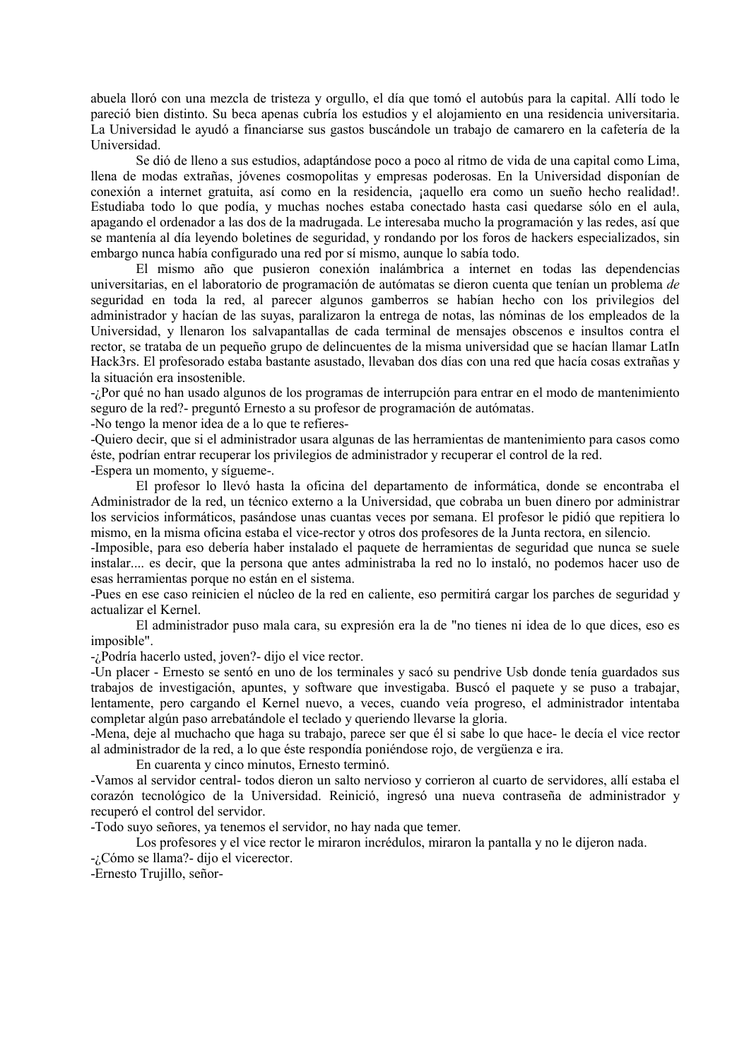abuela lloró con una mezcla de tristeza y orgullo, el día que tomó el autobús para la capital. Allí todo le pareció bien distinto. Su beca apenas cubría los estudios y el alojamiento en una residencia universitaria. La Universidad le ayudó a financiarse sus gastos buscándole un trabajo de camarero en la cafetería de la Universidad.

Se dió de lleno a sus estudios, adaptándose poco a poco al ritmo de vida de una capital como Lima, llena de modas extrañas, jóvenes cosmopolitas y empresas poderosas. En la Universidad disponían de conexión a internet gratuita, así como en la residencia, ¡aquello era como un sueño hecho realidad!. Estudiaba todo lo que podía, y muchas noches estaba conectado hasta casi quedarse sólo en el aula, apagando el ordenador a las dos de la madrugada. Le interesaba mucho la programación y las redes, así que se mantenía al día leyendo boletines de seguridad, y rondando por los foros de hackers especializados, sin embargo nunca había configurado una red por sí mismo, aunque lo sabía todo.

El mismo año que pusieron conexión inalámbrica a internet en todas las dependencias universitarias, en el laboratorio de programación de autómatas se dieron cuenta que tenían un problema *de* seguridad en toda la red, al parecer algunos gamberros se habían hecho con los privilegios del administrador y hacían de las suyas, paralizaron la entrega de notas, las nóminas de los empleados de la Universidad, y llenaron los salvapantallas de cada terminal de mensajes obscenos e insultos contra el rector, se trataba de un pequeño grupo de delincuentes de la misma universidad que se hacían llamar LatIn Hack3rs. El profesorado estaba bastante asustado, llevaban dos días con una red que hacía cosas extrañas y la situación era insostenible.

-¿Por qué no han usado algunos de los programas de interrupción para entrar en el modo de mantenimiento seguro de la red?- preguntó Ernesto a su profesor de programación de autómatas.

-No tengo la menor idea de a lo que te refieres-

-Quiero decir, que si el administrador usara algunas de las herramientas de mantenimiento para casos como éste, podrían entrar recuperar los privilegios de administrador y recuperar el control de la red.

-Espera un momento, y sígueme-.

El profesor lo llevó hasta la oficina del departamento de informática, donde se encontraba el Administrador de la red, un técnico externo a la Universidad, que cobraba un buen dinero por administrar los servicios informáticos, pasándose unas cuantas veces por semana. El profesor le pidió que repitiera lo mismo, en la misma oficina estaba el vice-rector y otros dos profesores de la Junta rectora, en silencio.

-Imposible, para eso debería haber instalado el paquete de herramientas de seguridad que nunca se suele instalar.... es decir, que la persona que antes administraba la red no lo instaló, no podemos hacer uso de esas herramientas porque no están en el sistema.

-Pues en ese caso reinicien el núcleo de la red en caliente, eso permitirá cargar los parches de seguridad y actualizar el Kernel.

El administrador puso mala cara, su expresión era la de "no tienes ni idea de lo que dices, eso es imposible".

-¿Podría hacerlo usted, joven?- dijo el vice rector.

-Un placer - Ernesto se sentó en uno de los terminales y sacó su pendrive Usb donde tenía guardados sus trabajos de investigación, apuntes, y software que investigaba. Buscó el paquete y se puso a trabajar, lentamente, pero cargando el Kernel nuevo, a veces, cuando veía progreso, el administrador intentaba completar algún paso arrebatándole el teclado y queriendo llevarse la gloria.

-Mena, deje al muchacho que haga su trabajo, parece ser que él si sabe lo que hace- le decía el vice rector al administrador de la red, a lo que éste respondía poniéndose rojo, de vergüenza e ira.

En cuarenta y cinco minutos, Ernesto terminó.

-Vamos al servidor central- todos dieron un salto nervioso y corrieron al cuarto de servidores, allí estaba el corazón tecnológico de la Universidad. Reinició, ingresó una nueva contraseña de administrador y recuperó el control del servidor.

-Todo suyo señores, ya tenemos el servidor, no hay nada que temer.

Los profesores y el vice rector le miraron incrédulos, miraron la pantalla y no le dijeron nada.

-¿Cómo se llama?- dijo el vicerector.

-Ernesto Trujillo, señor-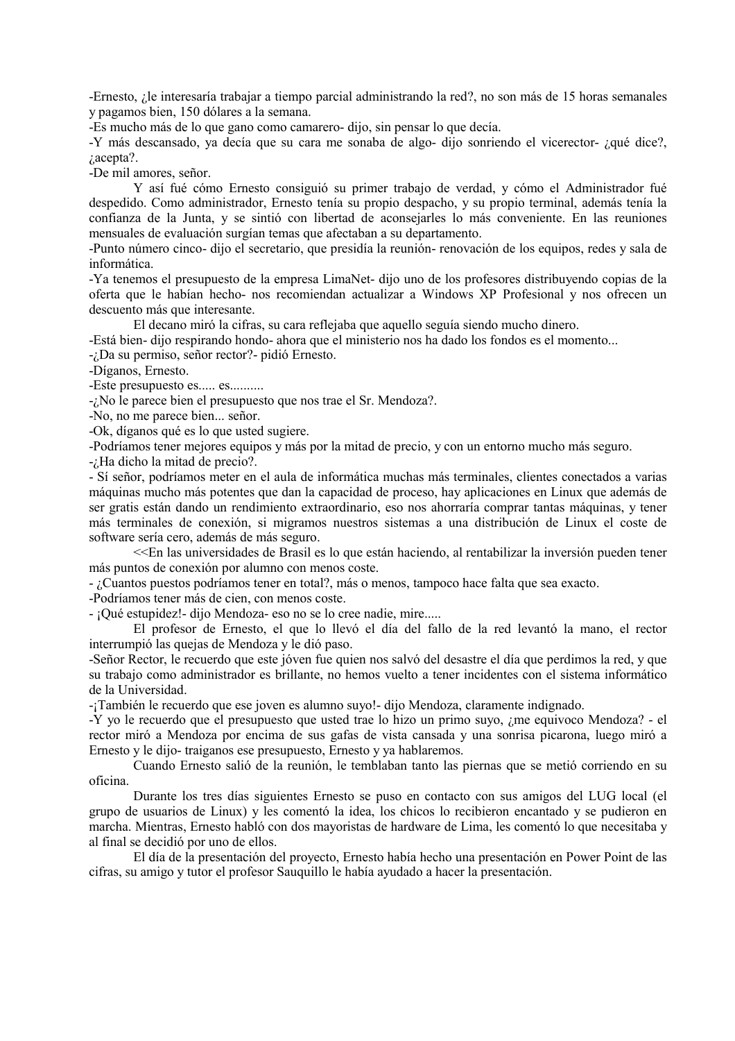-Ernesto, ¿le interesaría trabajar a tiempo parcial administrando la red?, no son más de 15 horas semanales y pagamos bien, 150 dólares a la semana.

-Es mucho más de lo que gano como camarero- dijo, sin pensar lo que decía.

-Y más descansado, ya decía que su cara me sonaba de algo- dijo sonriendo el vicerector- ¿qué dice?, ¿acepta?.

-De mil amores, señor.

Y así fué cómo Ernesto consiguió su primer trabajo de verdad, y cómo el Administrador fué despedido. Como administrador, Ernesto tenía su propio despacho, y su propio terminal, además tenía la confianza de la Junta, y se sintió con libertad de aconsejarles lo más conveniente. En las reuniones mensuales de evaluación surgían temas que afectaban a su departamento.

-Punto número cinco- dijo el secretario, que presidía la reunión- renovación de los equipos, redes y sala de informática.

-Ya tenemos el presupuesto de la empresa LimaNet- dijo uno de los profesores distribuyendo copias de la oferta que le habían hecho- nos recomiendan actualizar a Windows XP Profesional y nos ofrecen un descuento más que interesante.

El decano miró la cifras, su cara reflejaba que aquello seguía siendo mucho dinero.

-Está bien- dijo respirando hondo- ahora que el ministerio nos ha dado los fondos es el momento...

-¿Da su permiso, señor rector?- pidió Ernesto.

-Díganos, Ernesto.

-Este presupuesto es..... es..........

-¿No le parece bien el presupuesto que nos trae el Sr. Mendoza?.

-No, no me parece bien... señor.

-Ok, díganos qué es lo que usted sugiere.

-Podríamos tener mejores equipos y más por la mitad de precio, y con un entorno mucho más seguro.

-¿Ha dicho la mitad de precio?.

- Sí señor, podríamos meter en el aula de informática muchas más terminales, clientes conectados a varias máquinas mucho más potentes que dan la capacidad de proceso, hay aplicaciones en Linux que además de ser gratis están dando un rendimiento extraordinario, eso nos ahorraría comprar tantas máquinas, y tener más terminales de conexión, si migramos nuestros sistemas a una distribución de Linux el coste de software sería cero, además de más seguro.

<<En las universidades de Brasil es lo que están haciendo, al rentabilizar la inversión pueden tener más puntos de conexión por alumno con menos coste.

- ¿Cuantos puestos podríamos tener en total?, más o menos, tampoco hace falta que sea exacto.

-Podríamos tener más de cien, con menos coste.

- ¡Qué estupidez!- dijo Mendoza- eso no se lo cree nadie, mire.....

El profesor de Ernesto, el que lo llevó el día del fallo de la red levantó la mano, el rector interrumpió las quejas de Mendoza y le dió paso.

-Señor Rector, le recuerdo que este jóven fue quien nos salvó del desastre el día que perdimos la red, y que su trabajo como administrador es brillante, no hemos vuelto a tener incidentes con el sistema informático de la Universidad.

-¡También le recuerdo que ese joven es alumno suyo!- dijo Mendoza, claramente indignado.

-Y yo le recuerdo que el presupuesto que usted trae lo hizo un primo suyo, ¿me equivoco Mendoza? - el rector miró a Mendoza por encima de sus gafas de vista cansada y una sonrisa picarona, luego miró a Ernesto y le dijo- traiganos ese presupuesto, Ernesto y ya hablaremos.

Cuando Ernesto salió de la reunión, le temblaban tanto las piernas que se metió corriendo en su oficina.

Durante los tres días siguientes Ernesto se puso en contacto con sus amigos del LUG local (el grupo de usuarios de Linux) y les comentó la idea, los chicos lo recibieron encantado y se pudieron en marcha. Mientras, Ernesto habló con dos mayoristas de hardware de Lima, les comentó lo que necesitaba y al final se decidió por uno de ellos.

El día de la presentación del proyecto, Ernesto había hecho una presentación en Power Point de las cifras, su amigo y tutor el profesor Sauquillo le había ayudado a hacer la presentación.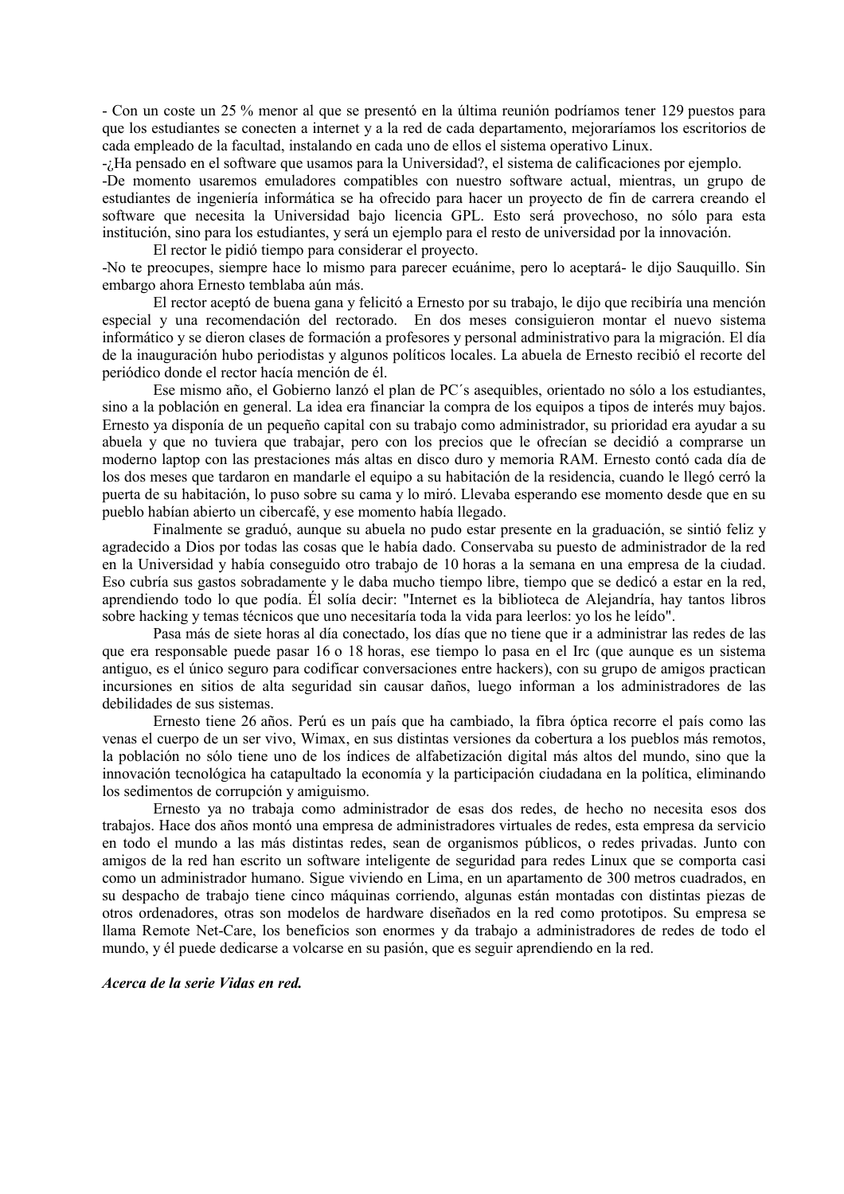- Con un coste un 25 % menor al que se presentó en la última reunión podríamos tener 129 puestos para que los estudiantes se conecten a internet y a la red de cada departamento, mejoraríamos los escritorios de cada empleado de la facultad, instalando en cada uno de ellos el sistema operativo Linux.

-¿Ha pensado en el software que usamos para la Universidad?, el sistema de calificaciones por ejemplo.

-De momento usaremos emuladores compatibles con nuestro software actual, mientras, un grupo de estudiantes de ingeniería informática se ha ofrecido para hacer un proyecto de fin de carrera creando el software que necesita la Universidad bajo licencia GPL. Esto será provechoso, no sólo para esta institución, sino para los estudiantes, y será un ejemplo para el resto de universidad por la innovación.

El rector le pidió tiempo para considerar el proyecto.

-No te preocupes, siempre hace lo mismo para parecer ecuánime, pero lo aceptará- le dijo Sauquillo. Sin embargo ahora Ernesto temblaba aún más.

El rector aceptó de buena gana y felicitó a Ernesto por su trabajo, le dijo que recibiría una mención especial y una recomendación del rectorado. En dos meses consiguieron montar el nuevo sistema informático y se dieron clases de formación a profesores y personal administrativo para la migración. El día de la inauguración hubo periodistas y algunos políticos locales. La abuela de Ernesto recibió el recorte del periódico donde el rector hacía mención de él.

Ese mismo año, el Gobierno lanzó el plan de PC´s asequibles, orientado no sólo a los estudiantes, sino a la población en general. La idea era financiar la compra de los equipos a tipos de interés muy bajos. Ernesto ya disponía de un pequeño capital con su trabajo como administrador, su prioridad era ayudar a su abuela y que no tuviera que trabajar, pero con los precios que le ofrecían se decidió a comprarse un moderno laptop con las prestaciones más altas en disco duro y memoria RAM. Ernesto contó cada día de los dos meses que tardaron en mandarle el equipo a su habitación de la residencia, cuando le llegó cerró la puerta de su habitación, lo puso sobre su cama y lo miró. Llevaba esperando ese momento desde que en su pueblo habían abierto un cibercafé, y ese momento había llegado.

Finalmente se graduó, aunque su abuela no pudo estar presente en la graduación, se sintió feliz y agradecido a Dios por todas las cosas que le había dado. Conservaba su puesto de administrador de la red en la Universidad y había conseguido otro trabajo de 10 horas a la semana en una empresa de la ciudad. Eso cubría sus gastos sobradamente y le daba mucho tiempo libre, tiempo que se dedicó a estar en la red, aprendiendo todo lo que podía. Él solía decir: "Internet es la biblioteca de Alejandría, hay tantos libros sobre hacking y temas técnicos que uno necesitaría toda la vida para leerlos: yo los he leído".

Pasa más de siete horas al día conectado, los días que no tiene que ir a administrar las redes de las que era responsable puede pasar 16 o 18 horas, ese tiempo lo pasa en el Irc (que aunque es un sistema antiguo, es el único seguro para codificar conversaciones entre hackers), con su grupo de amigos practican incursiones en sitios de alta seguridad sin causar daños, luego informan a los administradores de las debilidades de sus sistemas.

Ernesto tiene 26 años. Perú es un país que ha cambiado, la fibra óptica recorre el país como las venas el cuerpo de un ser vivo, Wimax, en sus distintas versiones da cobertura a los pueblos más remotos, la población no sólo tiene uno de los índices de alfabetización digital más altos del mundo, sino que la innovación tecnológica ha catapultado la economía y la participación ciudadana en la política, eliminando los sedimentos de corrupción y amiguismo.

Ernesto ya no trabaja como administrador de esas dos redes, de hecho no necesita esos dos trabajos. Hace dos años montó una empresa de administradores virtuales de redes, esta empresa da servicio en todo el mundo a las más distintas redes, sean de organismos públicos, o redes privadas. Junto con amigos de la red han escrito un software inteligente de seguridad para redes Linux que se comporta casi como un administrador humano. Sigue viviendo en Lima, en un apartamento de 300 metros cuadrados, en su despacho de trabajo tiene cinco máquinas corriendo, algunas están montadas con distintas piezas de otros ordenadores, otras son modelos de hardware diseñados en la red como prototipos. Su empresa se llama Remote Net-Care, los beneficios son enormes y da trabajo a administradores de redes de todo el mundo, y él puede dedicarse a volcarse en su pasión, que es seguir aprendiendo en la red.

***Acerca de la serie Vidas en red.***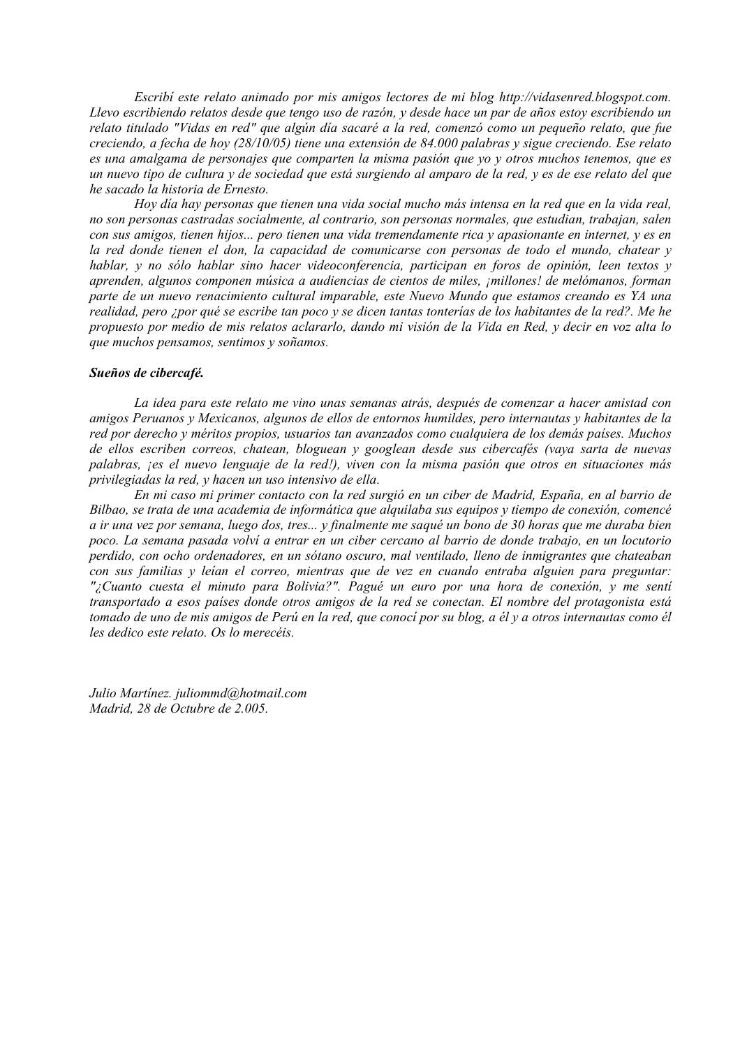*Escribí este relato animado por mis amigos lectores de mi blog http://vidasenred.blogspot.com. Llevo escribiendo relatos desde que tengo uso de razón, y desde hace un par de años estoy escribiendo un relato titulado "Vidas en red" que algún día sacaré a la red, comenzó como un pequeño relato, que fue creciendo, a fecha de hoy (28/10/05) tiene una extensión de 84.000 palabras y sigue creciendo. Ese relato es una amalgama de personajes que comparten la misma pasión que yo y otros muchos tenemos, que es un nuevo tipo de cultura y de sociedad que está surgiendo al amparo de la red, y es de ese relato del que he sacado la historia de Ernesto.*

*Hoy día hay personas que tienen una vida social mucho más intensa en la red que en la vida real, no son personas castradas socialmente, al contrario, son personas normales, que estudian, trabajan, salen con sus amigos, tienen hijos... pero tienen una vida tremendamente rica y apasionante en internet, y es en la red donde tienen el don, la capacidad de comunicarse con personas de todo el mundo, chatear y hablar, y no sólo hablar sino hacer videoconferencia, participan en foros de opinión, leen textos y aprenden, algunos componen música a audiencias de cientos de miles, ¡millones! de melómanos, forman parte de un nuevo renacimiento cultural imparable, este Nuevo Mundo que estamos creando es YA una realidad, pero ¿por qué se escribe tan poco y se dicen tantas tonterías de los habitantes de la red?. Me he propuesto por medio de mis relatos aclararlo, dando mi visión de la Vida en Red, y decir en voz alta lo que muchos pensamos, sentimos y soñamos.*

***Sueños de cibercafé.***

*La idea para este relato me vino unas semanas atrás, después de comenzar a hacer amistad con amigos Peruanos y Mexicanos, algunos de ellos de entornos humildes, pero internautas y habitantes de la red por derecho y méritos propios, usuarios tan avanzados como cualquiera de los demás países. Muchos de ellos escriben correos, chatean, bloguean y googlean desde sus cibercafés (vaya sarta de nuevas palabras, ¡es el nuevo lenguaje de la red!), viven con la misma pasión que otros en situaciones más privilegiadas la red, y hacen un uso intensivo de ella.*

*En mi caso mi primer contacto con la red surgió en un ciber de Madrid, España, en al barrio de Bilbao, se trata de una academia de informática que alquilaba sus equipos y tiempo de conexión, comencé a ir una vez por semana, luego dos, tres... y finalmente me saqué un bono de 30 horas que me duraba bien poco. La semana pasada volví a entrar en un ciber cercano al barrio de donde trabajo, en un locutorio perdido, con ocho ordenadores, en un sótano oscuro, mal ventilado, lleno de inmigrantes que chateaban con sus familias y leían el correo, mientras que de vez en cuando entraba alguien para preguntar: "¿Cuanto cuesta el minuto para Bolivia?". Pagué un euro por una hora de conexión, y me sentí transportado a esos países donde otros amigos de la red se conectan. El nombre del protagonista está tomado de uno de mis amigos de Perú en la red, que conocí por su blog, a él y a otros internautas como él les dedico este relato. Os lo merecéis.*

*Julio Martínez. juliommd@hotmail.com*
*Madrid, 28 de Octubre de 2.005.*